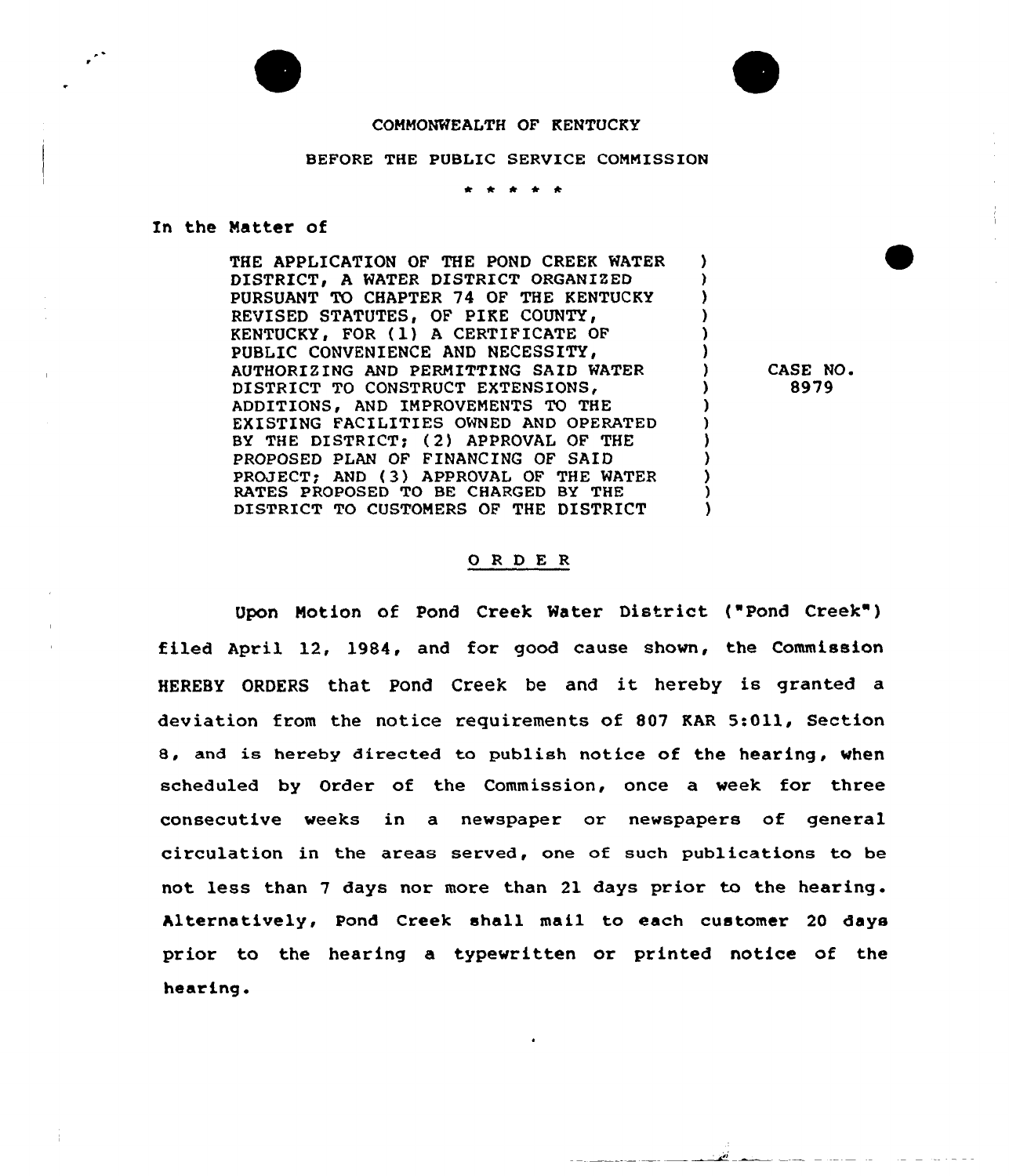COMMONWEALTH OF KENTUCKY

BEFORE THE PUBLIC SERVICE COMMISSION

\* \* \* \* \*

In the Matter of

| | |
|---|---|
| THE APPLICATION OF THE POND CREEK WATER DISTRICT, A WATER DISTRICT ORGANIZED PURSUANT TO CHAPTER 74 OF THE KENTUCKY REVISED STATUTES, OF PIKE COUNTY, KENTUCKY, FOR (1) A CERTIFICATE OF PUBLIC CONVENIENCE AND NECESSITY, AUTHORIZING AND PERMITTING SAID WATER DISTRICT TO CONSTRUCT EXTENSIONS, ADDITIONS, AND IMPROVEMENTS TO THE EXISTING FACILITIES OWNED AND OPERATED BY THE DISTRICT; (2) APPROVAL OF THE PROPOSED PLAN OF FINANCING OF SAID PROJECT; AND (3) APPROVAL OF THE WATER RATES PROPOSED TO BE CHARGED BY THE DISTRICT TO CUSTOMERS OF THE DISTRICT | CASE NO. 8979 |

## O R D E R

Upon Motion of Pond Creek Water District ("Pond Creek") filed April 12, 1984, and for good cause shown, the Commission HEREBY ORDERS that Pond Creek be and it hereby is granted a deviation from the notice requirements of 807 KAR 5:011, Section 8, and is hereby directed to publish notice of the hearing, when scheduled by Order of the Commission, once a week for three consecutive weeks in a newspaper or newspapers of general circulation in the areas served, one of such publications to be not less than 7 days nor more than 21 days prior to the hearing. Alternatively, Pond Creek shall mail to each customer 20 days prior to the hearing a typewritten or printed notice of the hearing.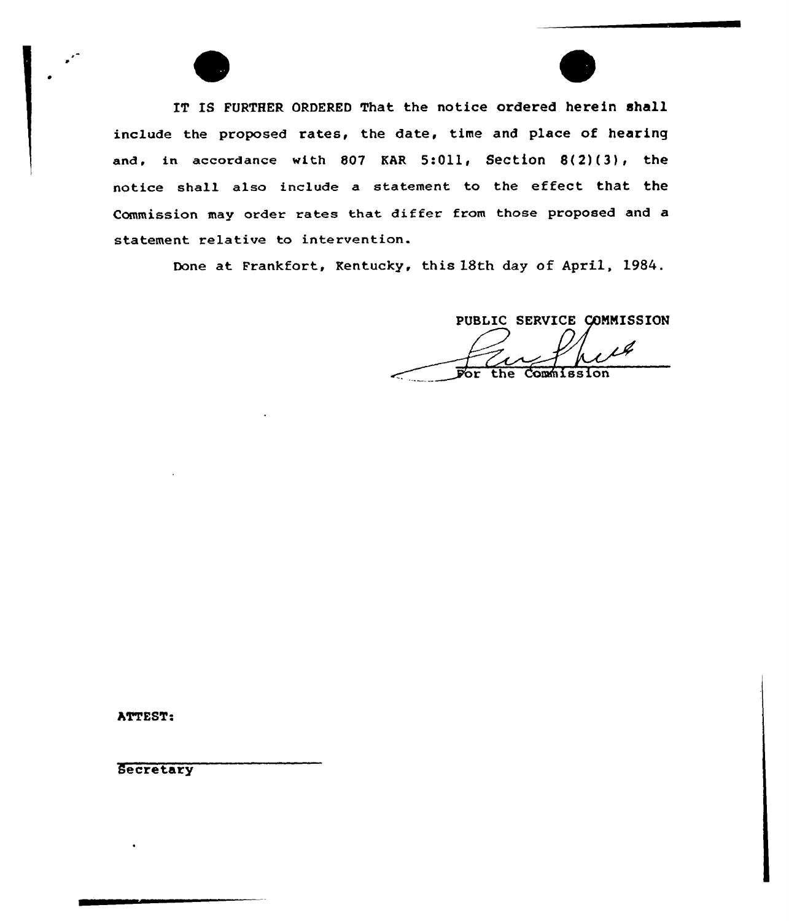IT IS FURTHER ORDERED That the notice ordered herein shall include the proposed rates, the date, time and place of hearing and, in accordance with 807 KAR 5:011, Section 8(2)(3), the notice shall also include a statement to the effect that the Commission may order rates that differ from those proposed and a statement relative to intervention.

Done at Frankfort, Kentucky, this 18th day of April, 1984.

PUBLIC SERVICE COMMISSION

For the Commission

ATTEST:

Secretary